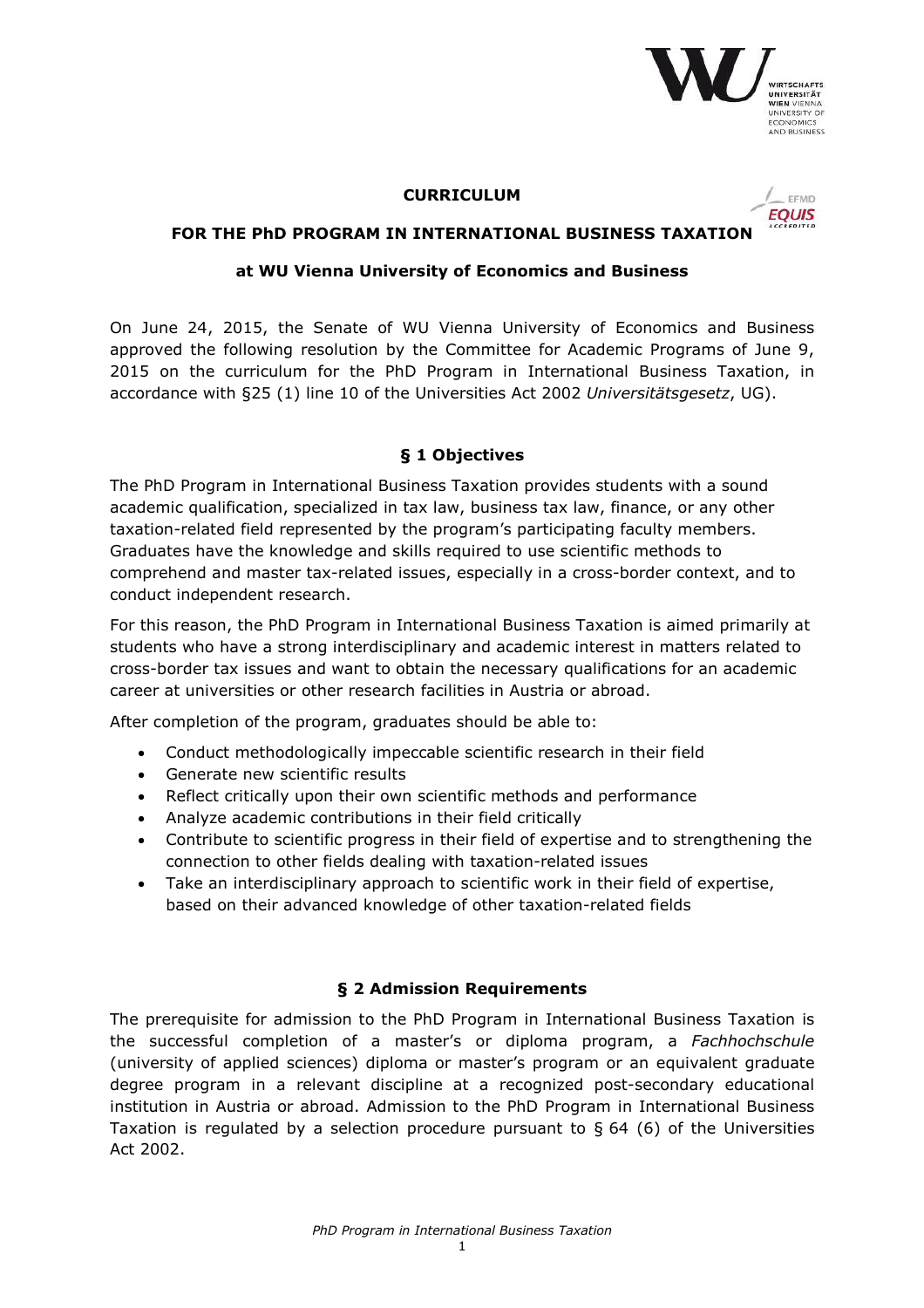# CURRICULUM

## FOR THE PhD PROGRAM IN INTERNATIONAL BUSINESS TAXATION

### at WU Vienna University of Economics and Business

On June 24, 2015, the Senate of WU Vienna University of Economics and Business approved the following resolution by the Committee for Academic Programs of June 9, 2015 on the curriculum for the PhD Program in International Business Taxation, in accordance with §25 (1) line 10 of the Universities Act 2002 *Universitätsgesetz*, UG).

## § 1 Objectives

The PhD Program in International Business Taxation provides students with a sound academic qualification, specialized in tax law, business tax law, finance, or any other taxation-related field represented by the program's participating faculty members. Graduates have the knowledge and skills required to use scientific methods to comprehend and master tax-related issues, especially in a cross-border context, and to conduct independent research.

For this reason, the PhD Program in International Business Taxation is aimed primarily at students who have a strong interdisciplinary and academic interest in matters related to cross-border tax issues and want to obtain the necessary qualifications for an academic career at universities or other research facilities in Austria or abroad.

After completion of the program, graduates should be able to:

- Conduct methodologically impeccable scientific research in their field
- Generate new scientific results
- Reflect critically upon their own scientific methods and performance
- Analyze academic contributions in their field critically
- Contribute to scientific progress in their field of expertise and to strengthening the connection to other fields dealing with taxation-related issues
- Take an interdisciplinary approach to scientific work in their field of expertise, based on their advanced knowledge of other taxation-related fields

## § 2 Admission Requirements

The prerequisite for admission to the PhD Program in International Business Taxation is the successful completion of a master's or diploma program, a *Fachhochschule* (university of applied sciences) diploma or master's program or an equivalent graduate degree program in a relevant discipline at a recognized post-secondary educational institution in Austria or abroad. Admission to the PhD Program in International Business Taxation is regulated by a selection procedure pursuant to § 64 (6) of the Universities Act 2002.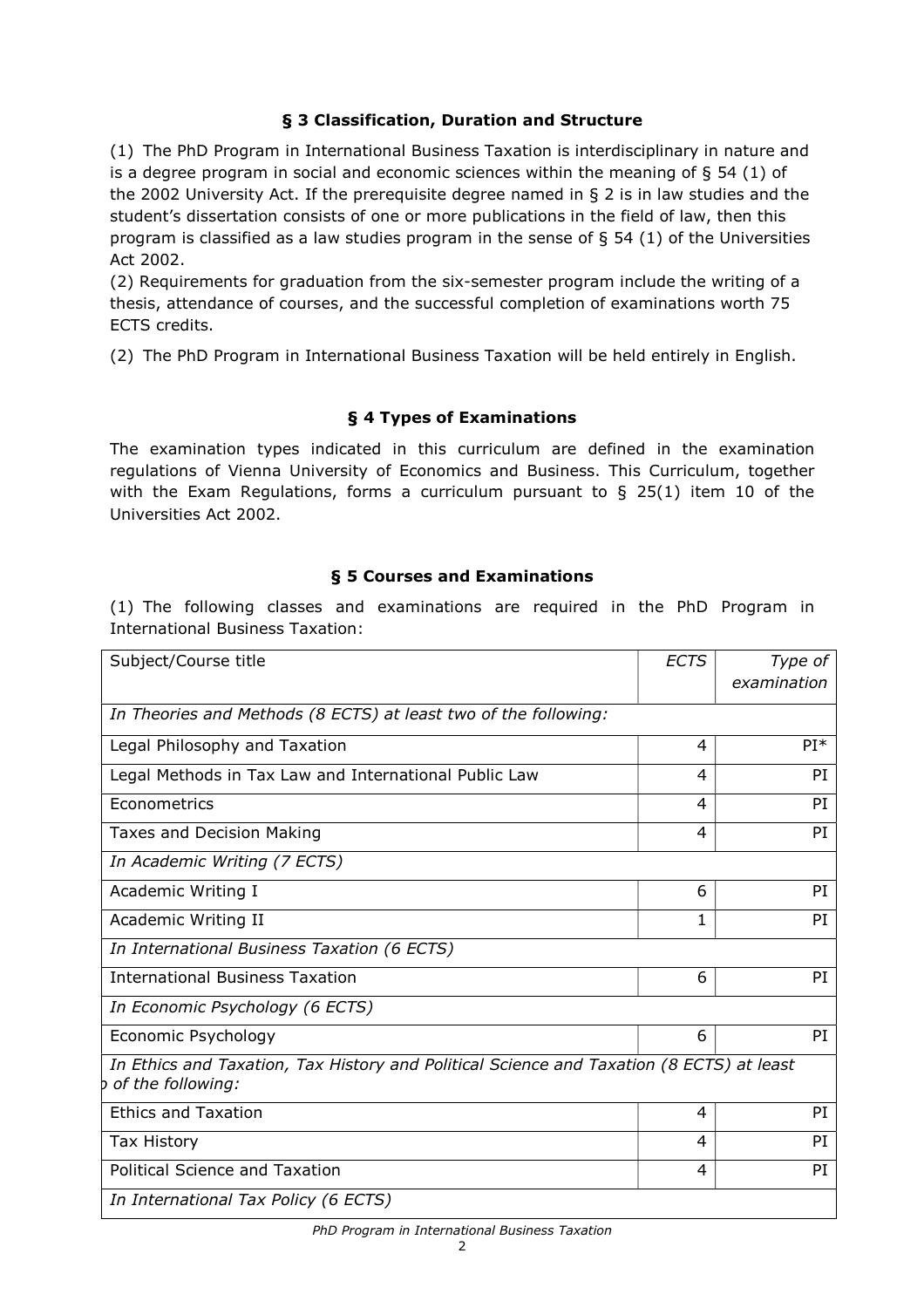## § 3 Classification, Duration and Structure

(1) The PhD Program in International Business Taxation is interdisciplinary in nature and is a degree program in social and economic sciences within the meaning of § 54 (1) of the 2002 University Act. If the prerequisite degree named in § 2 is in law studies and the student's dissertation consists of one or more publications in the field of law, then this program is classified as a law studies program in the sense of § 54 (1) of the Universities Act 2002.

(2) Requirements for graduation from the six-semester program include the writing of a thesis, attendance of courses, and the successful completion of examinations worth 75 ECTS credits.

(2) The PhD Program in International Business Taxation will be held entirely in English.

## § 4 Types of Examinations

The examination types indicated in this curriculum are defined in the examination regulations of Vienna University of Economics and Business. This Curriculum, together with the Exam Regulations, forms a curriculum pursuant to § 25(1) item 10 of the Universities Act 2002.

## § 5 Courses and Examinations

(1) The following classes and examinations are required in the PhD Program in International Business Taxation:

| Subject/Course title | *ECTS* | *Type of examination* |
|---|---|---|
| *In Theories and Methods (8 ECTS) at least two of the following:* | | |
| Legal Philosophy and Taxation | 4 | PI* |
| Legal Methods in Tax Law and International Public Law | 4 | PI |
| Econometrics | 4 | PI |
| Taxes and Decision Making | 4 | PI |
| *In Academic Writing (7 ECTS)* | | |
| Academic Writing I | 6 | PI |
| Academic Writing II | 1 | PI |
| *In International Business Taxation (6 ECTS)* | | |
| International Business Taxation | 6 | PI |
| *In Economic Psychology (6 ECTS)* | | |
| Economic Psychology | 6 | PI |
| *In Ethics and Taxation, Tax History and Political Science and Taxation (8 ECTS) at least o of the following:* | | |
| Ethics and Taxation | 4 | PI |
| Tax History | 4 | PI |
| Political Science and Taxation | 4 | PI |
| *In International Tax Policy (6 ECTS)* | | |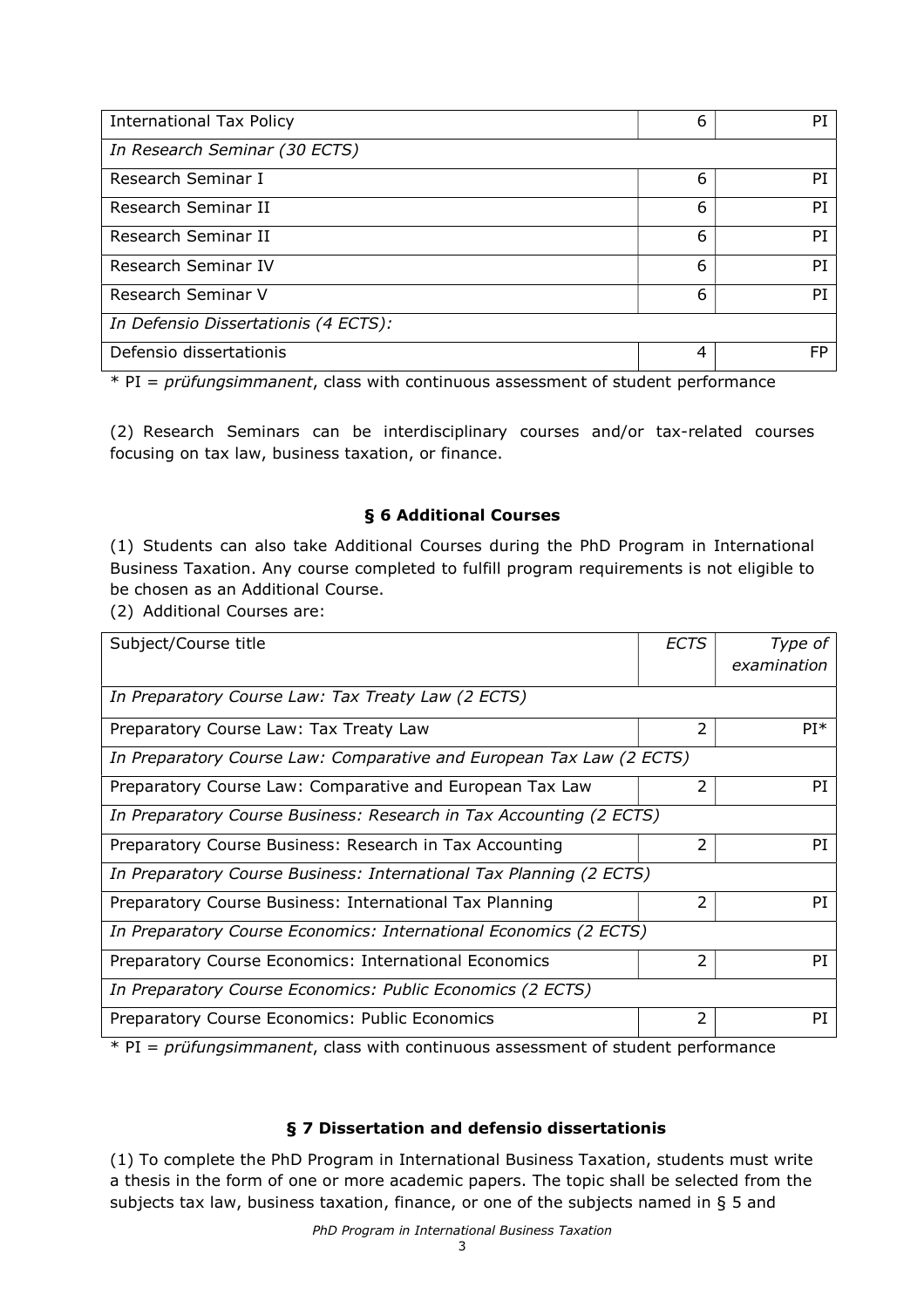| | | |
|---|---|---|
| International Tax Policy | 6 | PI |
| *In Research Seminar (30 ECTS)* | | |
| Research Seminar I | 6 | PI |
| Research Seminar II | 6 | PI |
| Research Seminar II | 6 | PI |
| Research Seminar IV | 6 | PI |
| Research Seminar V | 6 | PI |
| *In Defensio Dissertationis (4 ECTS):* | | |
| Defensio dissertationis | 4 | FP |

* PI = *prüfungsimmanent*, class with continuous assessment of student performance

(2) Research Seminars can be interdisciplinary courses and/or tax-related courses focusing on tax law, business taxation, or finance.

### § 6 Additional Courses

(1) Students can also take Additional Courses during the PhD Program in International Business Taxation. Any course completed to fulfill program requirements is not eligible to be chosen as an Additional Course.

(2) Additional Courses are:

| Subject/Course title | *ECTS* | *Type of examination* |
|---|---|---|
| *In Preparatory Course Law: Tax Treaty Law (2 ECTS)* | | |
| Preparatory Course Law: Tax Treaty Law | 2 | PI* |
| *In Preparatory Course Law: Comparative and European Tax Law (2 ECTS)* | | |
| Preparatory Course Law: Comparative and European Tax Law | 2 | PI |
| *In Preparatory Course Business: Research in Tax Accounting (2 ECTS)* | | |
| Preparatory Course Business: Research in Tax Accounting | 2 | PI |
| *In Preparatory Course Business: International Tax Planning (2 ECTS)* | | |
| Preparatory Course Business: International Tax Planning | 2 | PI |
| *In Preparatory Course Economics: International Economics (2 ECTS)* | | |
| Preparatory Course Economics: International Economics | 2 | PI |
| *In Preparatory Course Economics: Public Economics (2 ECTS)* | | |
| Preparatory Course Economics: Public Economics | 2 | PI |

* PI = *prüfungsimmanent*, class with continuous assessment of student performance

### § 7 Dissertation and defensio dissertationis

(1) To complete the PhD Program in International Business Taxation, students must write a thesis in the form of one or more academic papers. The topic shall be selected from the subjects tax law, business taxation, finance, or one of the subjects named in § 5 and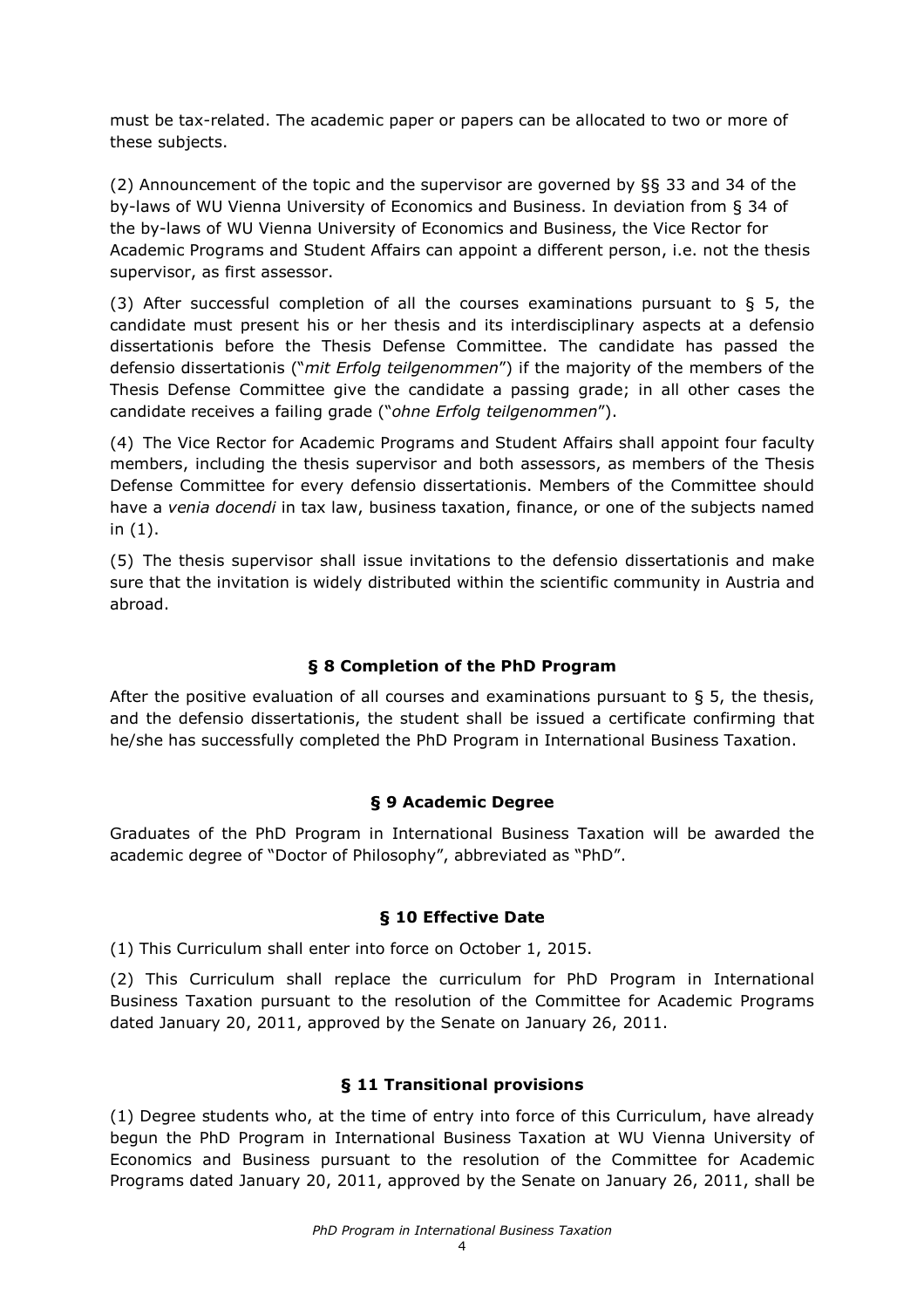must be tax-related. The academic paper or papers can be allocated to two or more of these subjects.

(2) Announcement of the topic and the supervisor are governed by §§ 33 and 34 of the by-laws of WU Vienna University of Economics and Business. In deviation from § 34 of the by-laws of WU Vienna University of Economics and Business, the Vice Rector for Academic Programs and Student Affairs can appoint a different person, i.e. not the thesis supervisor, as first assessor.

(3) After successful completion of all the courses examinations pursuant to § 5, the candidate must present his or her thesis and its interdisciplinary aspects at a defensio dissertationis before the Thesis Defense Committee. The candidate has passed the defensio dissertationis ("*mit Erfolg teilgenommen*") if the majority of the members of the Thesis Defense Committee give the candidate a passing grade; in all other cases the candidate receives a failing grade ("*ohne Erfolg teilgenommen*").

(4) The Vice Rector for Academic Programs and Student Affairs shall appoint four faculty members, including the thesis supervisor and both assessors, as members of the Thesis Defense Committee for every defensio dissertationis. Members of the Committee should have a *venia docendi* in tax law, business taxation, finance, or one of the subjects named in (1).

(5) The thesis supervisor shall issue invitations to the defensio dissertationis and make sure that the invitation is widely distributed within the scientific community in Austria and abroad.

## § 8 Completion of the PhD Program

After the positive evaluation of all courses and examinations pursuant to § 5, the thesis, and the defensio dissertationis, the student shall be issued a certificate confirming that he/she has successfully completed the PhD Program in International Business Taxation.

## § 9 Academic Degree

Graduates of the PhD Program in International Business Taxation will be awarded the academic degree of "Doctor of Philosophy", abbreviated as "PhD".

## § 10 Effective Date

(1) This Curriculum shall enter into force on October 1, 2015.

(2) This Curriculum shall replace the curriculum for PhD Program in International Business Taxation pursuant to the resolution of the Committee for Academic Programs dated January 20, 2011, approved by the Senate on January 26, 2011.

## § 11 Transitional provisions

(1) Degree students who, at the time of entry into force of this Curriculum, have already begun the PhD Program in International Business Taxation at WU Vienna University of Economics and Business pursuant to the resolution of the Committee for Academic Programs dated January 20, 2011, approved by the Senate on January 26, 2011, shall be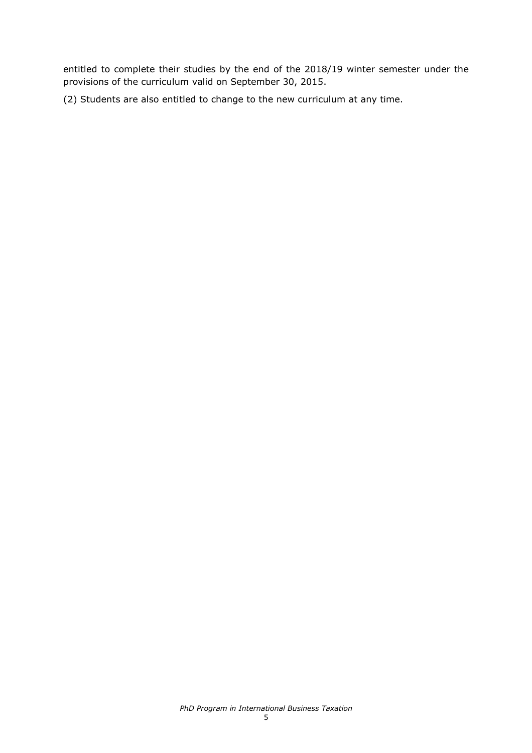entitled to complete their studies by the end of the 2018/19 winter semester under the provisions of the curriculum valid on September 30, 2015.

(2) Students are also entitled to change to the new curriculum at any time.